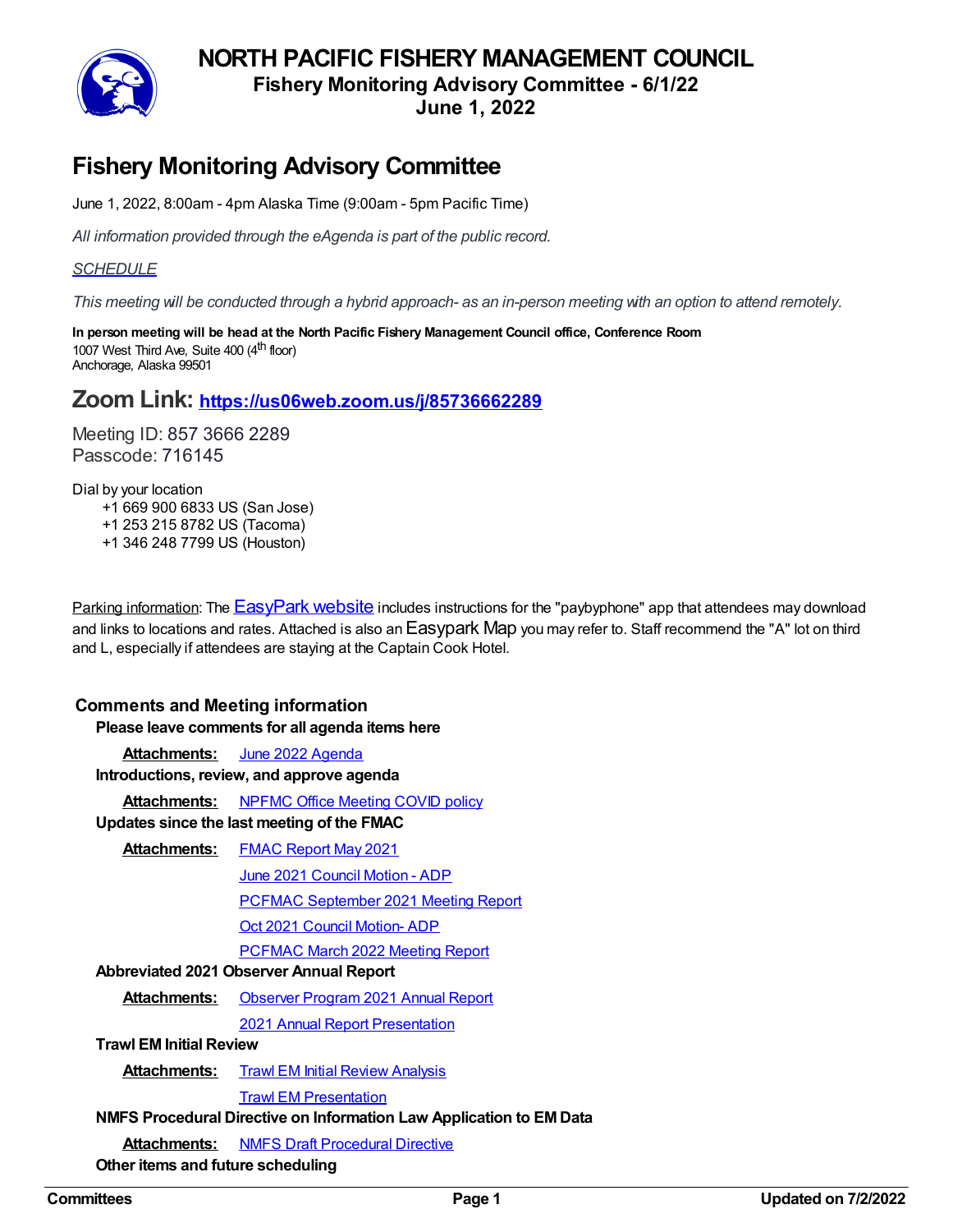# NORTH PACIFIC FISHERY MANAGEMENT COUNCIL

**Fishery Monitoring Advisory Committee - 6/1/22**
**June 1, 2022**

## Fishery Monitoring Advisory Committee

June 1, 2022, 8:00am - 4pm Alaska Time (9:00am - 5pm Pacific Time)

*All information provided through the eAgenda is part of the public record.*

*SCHEDULE*

*This meeting will be conducted through a hybrid approach- as an in-person meeting with an option to attend remotely.*

**In person meeting will be head at the North Pacific Fishery Management Council office, Conference Room**
1007 West Third Ave, Suite 400 (4th floor)
Anchorage, Alaska 99501

## Zoom Link: https://us06web.zoom.us/j/85736662289

Meeting ID: 857 3666 2289
Passcode: 716145

Dial by your location
- +1 669 900 6833 US (San Jose)
- +1 253 215 8782 US (Tacoma)
- +1 346 248 7799 US (Houston)

Parking information: The EasyPark website includes instructions for the "paybyphone" app that attendees may download and links to locations and rates. Attached is also an Easypark Map you may refer to. Staff recommend the "A" lot on third and L, especially if attendees are staying at the Captain Cook Hotel.

### Comments and Meeting information

**Please leave comments for all agenda items here**

**Attachments:** June 2022 Agenda

**Introductions, review, and approve agenda**

**Attachments:** NPFMC Office Meeting COVID policy

**Updates since the last meeting of the FMAC**

**Attachments:** FMAC Report May 2021
June 2021 Council Motion - ADP
PCFMAC September 2021 Meeting Report
Oct 2021 Council Motion- ADP
PCFMAC March 2022 Meeting Report

**Abbreviated 2021 Observer Annual Report**

**Attachments:** Observer Program 2021 Annual Report
2021 Annual Report Presentation

**Trawl EM Initial Review**

**Attachments:** Trawl EM Initial Review Analysis
Trawl EM Presentation

**NMFS Procedural Directive on Information Law Application to EM Data**

**Attachments:** NMFS Draft Procedural Directive

**Other items and future scheduling**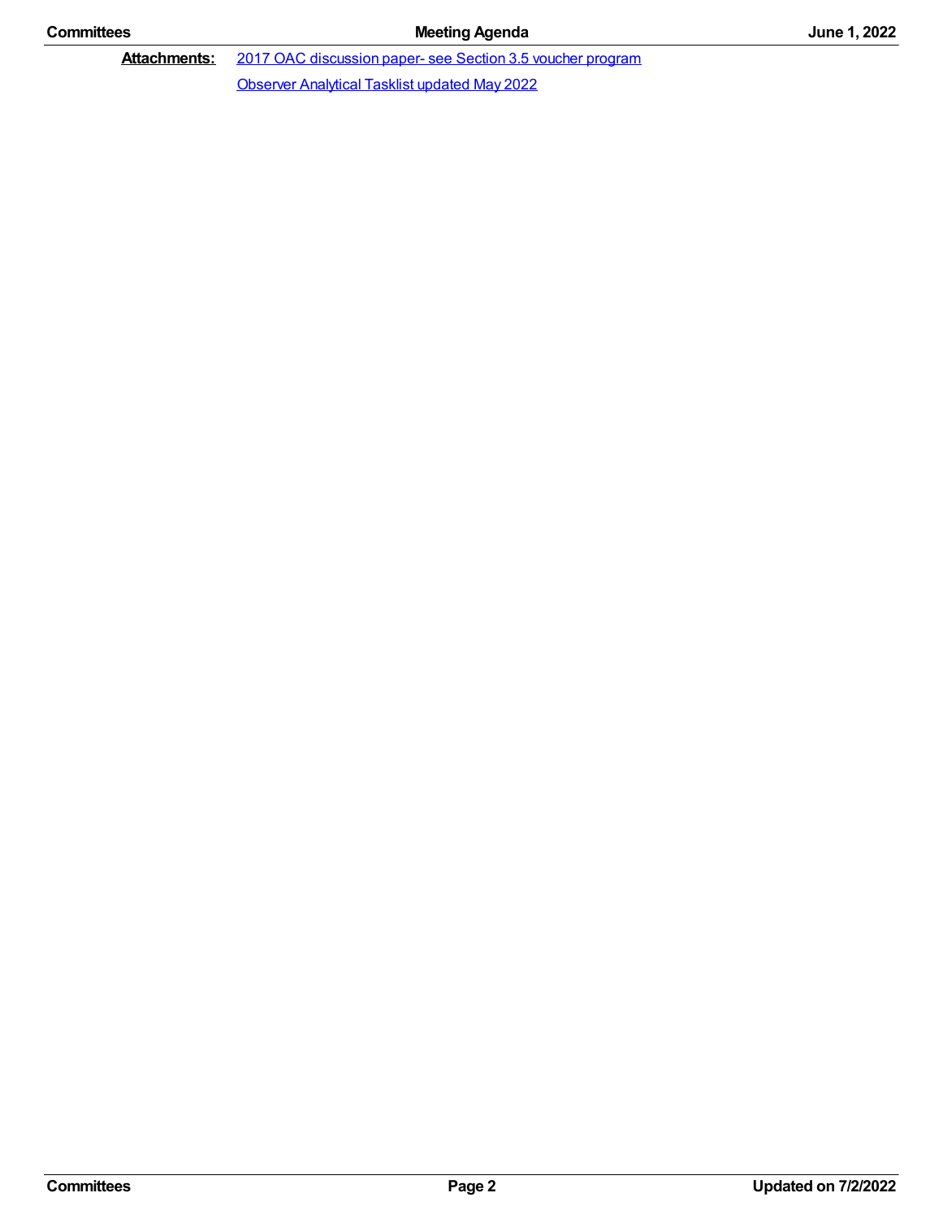**Attachments:** [2017 OAC discussion paper- see Section 3.5 voucher program]

[Observer Analytical Tasklist updated May 2022]